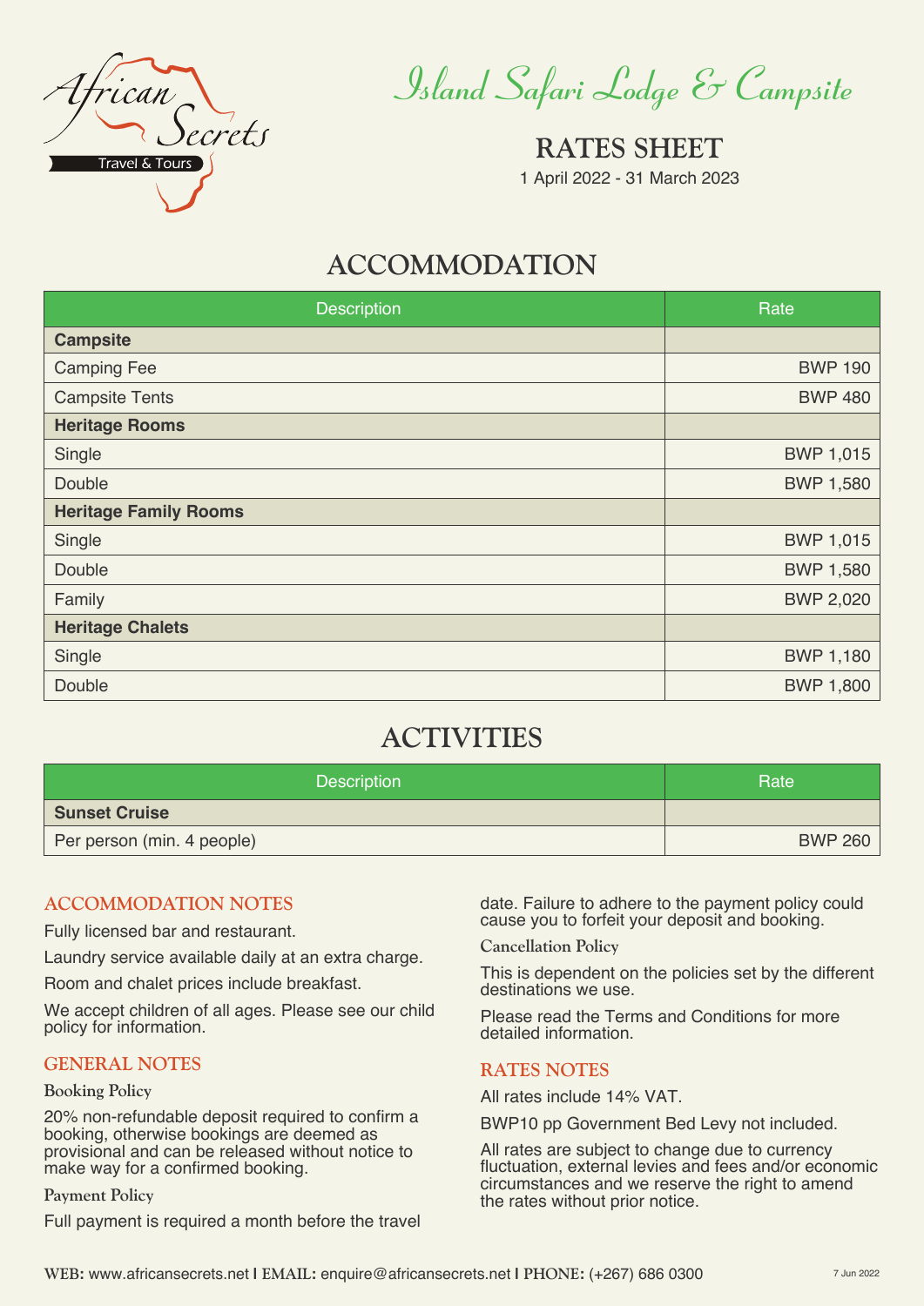African Secrets Travel & Tours

# Island Safari Lodge & Campsite

## RATES SHEET

1 April 2022 - 31 March 2023

## ACCOMMODATION

| Description | Rate |
|---|---|
| **Campsite** | |
| Camping Fee | BWP 190 |
| Campsite Tents | BWP 480 |
| **Heritage Rooms** | |
| Single | BWP 1,015 |
| Double | BWP 1,580 |
| **Heritage Family Rooms** | |
| Single | BWP 1,015 |
| Double | BWP 1,580 |
| Family | BWP 2,020 |
| **Heritage Chalets** | |
| Single | BWP 1,180 |
| Double | BWP 1,800 |

## ACTIVITIES

| Description | Rate |
|---|---|
| **Sunset Cruise** | |
| Per person (min. 4 people) | BWP 260 |

### ACCOMMODATION NOTES

Fully licensed bar and restaurant.

Laundry service available daily at an extra charge.

Room and chalet prices include breakfast.

We accept children of all ages. Please see our child policy for information.

### GENERAL NOTES

**Booking Policy**

20% non-refundable deposit required to confirm a booking, otherwise bookings are deemed as provisional and can be released without notice to make way for a confirmed booking.

**Payment Policy**

Full payment is required a month before the travel date. Failure to adhere to the payment policy could cause you to forfeit your deposit and booking.

**Cancellation Policy**

This is dependent on the policies set by the different destinations we use.

Please read the Terms and Conditions for more detailed information.

### RATES NOTES

All rates include 14% VAT.

BWP10 pp Government Bed Levy not included.

All rates are subject to change due to currency fluctuation, external levies and fees and/or economic circumstances and we reserve the right to amend the rates without prior notice.

**WEB:** www.africansecrets.net | **EMAIL:** enquire@africansecrets.net | **PHONE:** (+267) 686 0300

7 Jun 2022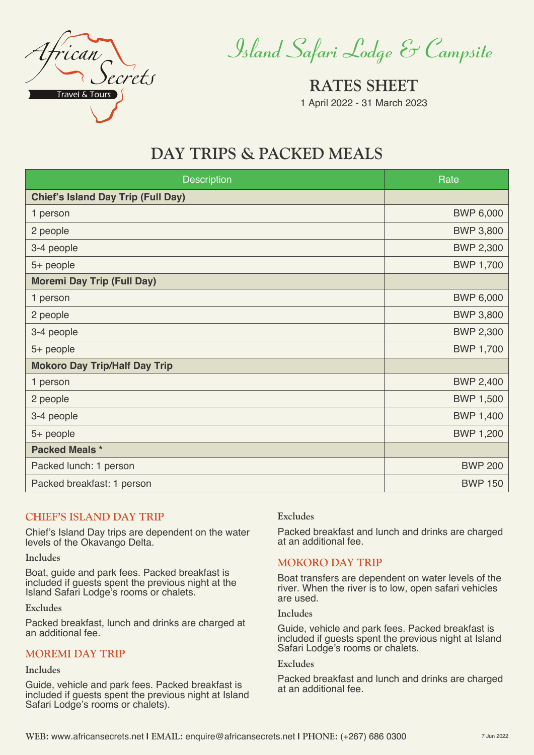# Island Safari Lodge & Campsite

## RATES SHEET

1 April 2022 - 31 March 2023

## DAY TRIPS & PACKED MEALS

| Description | Rate |
|---|---|
| **Chief's Island Day Trip (Full Day)** | |
| 1 person | BWP 6,000 |
| 2 people | BWP 3,800 |
| 3-4 people | BWP 2,300 |
| 5+ people | BWP 1,700 |
| **Moremi Day Trip (Full Day)** | |
| 1 person | BWP 6,000 |
| 2 people | BWP 3,800 |
| 3-4 people | BWP 2,300 |
| 5+ people | BWP 1,700 |
| **Mokoro Day Trip/Half Day Trip** | |
| 1 person | BWP 2,400 |
| 2 people | BWP 1,500 |
| 3-4 people | BWP 1,400 |
| 5+ people | BWP 1,200 |
| **Packed Meals *** | |
| Packed lunch: 1 person | BWP 200 |
| Packed breakfast: 1 person | BWP 150 |

### CHIEF'S ISLAND DAY TRIP

Chief's Island Day trips are dependent on the water levels of the Okavango Delta.

**Includes**

Boat, guide and park fees. Packed breakfast is included if guests spent the previous night at the Island Safari Lodge's rooms or chalets.

**Excludes**

Packed breakfast, lunch and drinks are charged at an additional fee.

### MOREMI DAY TRIP

**Includes**

Guide, vehicle and park fees. Packed breakfast is included if guests spent the previous night at Island Safari Lodge's rooms or chalets).

**Excludes**

Packed breakfast and lunch and drinks are charged at an additional fee.

### MOKORO DAY TRIP

Boat transfers are dependent on water levels of the river. When the river is to low, open safari vehicles are used.

**Includes**

Guide, vehicle and park fees. Packed breakfast is included if guests spent the previous night at Island Safari Lodge's rooms or chalets.

**Excludes**

Packed breakfast and lunch and drinks are charged at an additional fee.

**WEB:** www.africansecrets.net | **EMAIL:** enquire@africansecrets.net | **PHONE:** (+267) 686 0300

7 Jun 2022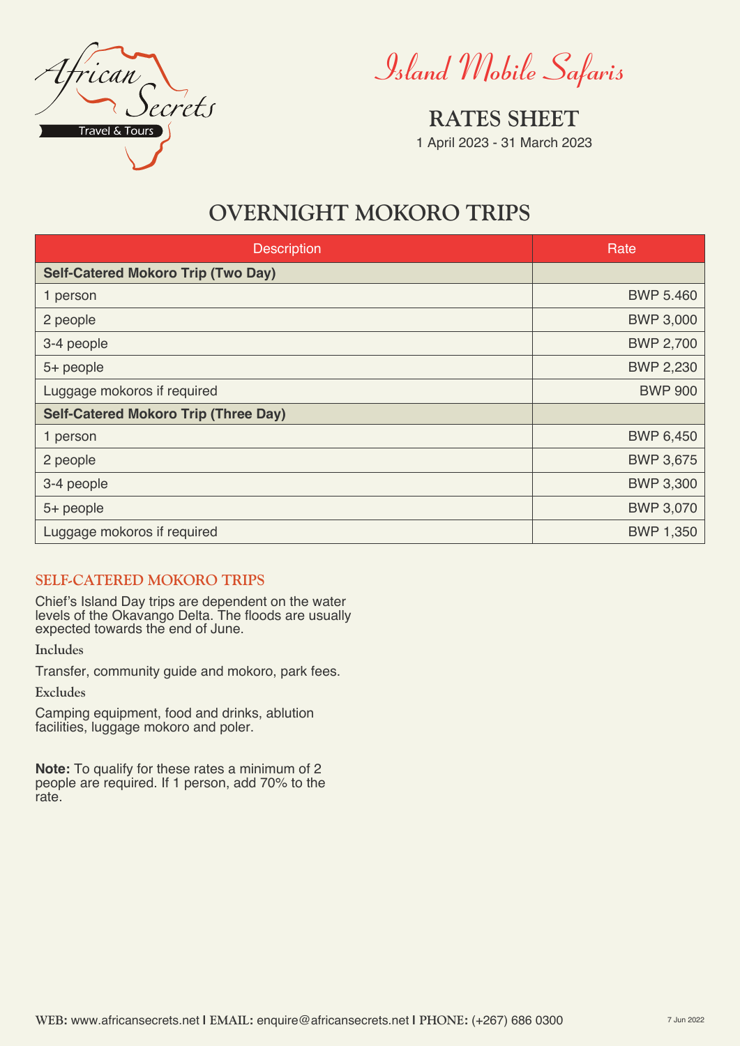African Secrets Travel & Tours

# Island Mobile Safaris

## RATES SHEET

1 April 2023 - 31 March 2023

## OVERNIGHT MOKORO TRIPS

| Description | Rate |
|---|---|
| **Self-Catered Mokoro Trip (Two Day)** | |
| 1 person | BWP 5.460 |
| 2 people | BWP 3,000 |
| 3-4 people | BWP 2,700 |
| 5+ people | BWP 2,230 |
| Luggage mokoros if required | BWP 900 |
| **Self-Catered Mokoro Trip (Three Day)** | |
| 1 person | BWP 6,450 |
| 2 people | BWP 3,675 |
| 3-4 people | BWP 3,300 |
| 5+ people | BWP 3,070 |
| Luggage mokoros if required | BWP 1,350 |

### SELF-CATERED MOKORO TRIPS

Chief's Island Day trips are dependent on the water levels of the Okavango Delta. The floods are usually expected towards the end of June.

Includes

Transfer, community guide and mokoro, park fees.

Excludes

Camping equipment, food and drinks, ablution facilities, luggage mokoro and poler.

**Note:** To qualify for these rates a minimum of 2 people are required. If 1 person, add 70% to the rate.

WEB: www.africansecrets.net I EMAIL: enquire@africansecrets.net I PHONE: (+267) 686 0300

7 Jun 2022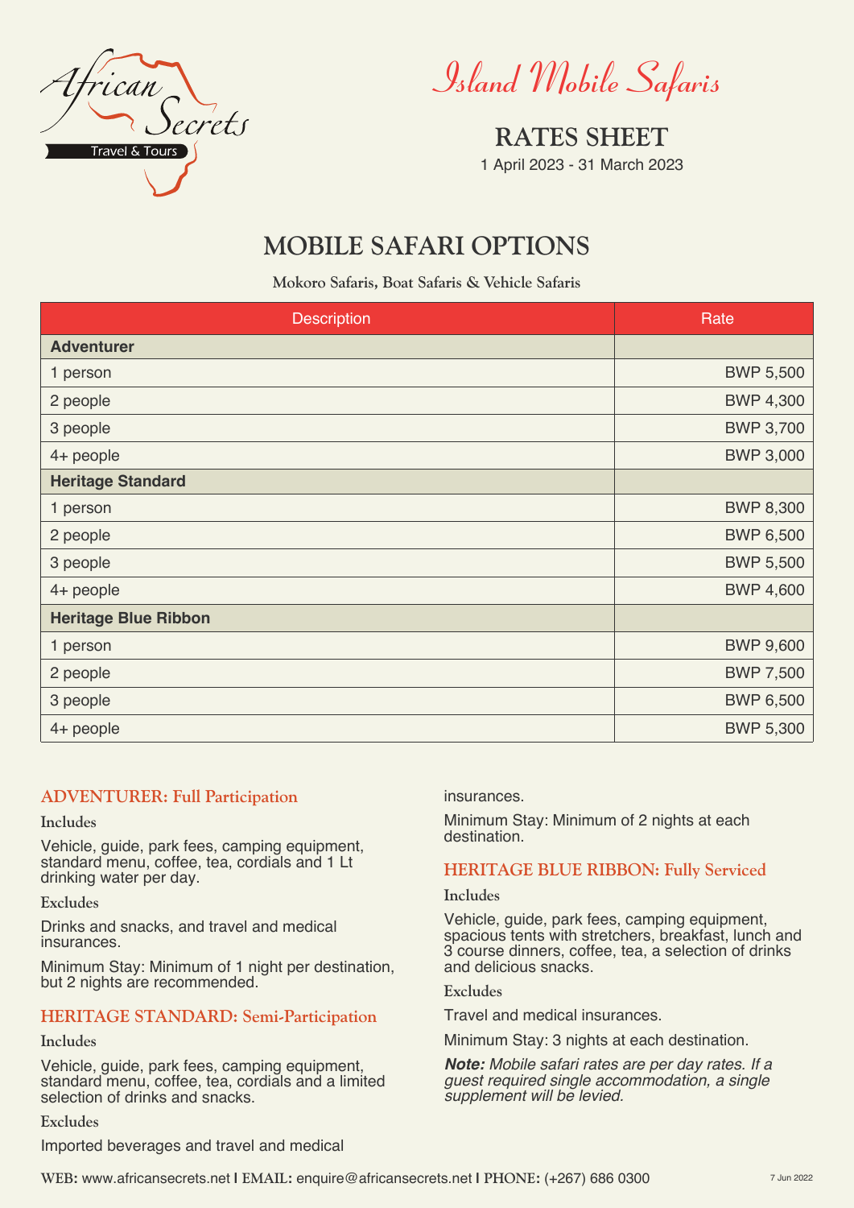African Secrets Travel & Tours

# Island Mobile Safaris

## RATES SHEET

1 April 2023 - 31 March 2023

## MOBILE SAFARI OPTIONS

**Mokoro Safaris, Boat Safaris & Vehicle Safaris**

| Description | Rate |
|---|---|
| **Adventurer** | |
| 1 person | BWP 5,500 |
| 2 people | BWP 4,300 |
| 3 people | BWP 3,700 |
| 4+ people | BWP 3,000 |
| **Heritage Standard** | |
| 1 person | BWP 8,300 |
| 2 people | BWP 6,500 |
| 3 people | BWP 5,500 |
| 4+ people | BWP 4,600 |
| **Heritage Blue Ribbon** | |
| 1 person | BWP 9,600 |
| 2 people | BWP 7,500 |
| 3 people | BWP 6,500 |
| 4+ people | BWP 5,300 |

### ADVENTURER: Full Participation

**Includes**

Vehicle, guide, park fees, camping equipment, standard menu, coffee, tea, cordials and 1 Lt drinking water per day.

**Excludes**

Drinks and snacks, and travel and medical insurances.

Minimum Stay: Minimum of 1 night per destination, but 2 nights are recommended.

### HERITAGE STANDARD: Semi-Participation

**Includes**

Vehicle, guide, park fees, camping equipment, standard menu, coffee, tea, cordials and a limited selection of drinks and snacks.

**Excludes**

Imported beverages and travel and medical insurances.

Minimum Stay: Minimum of 2 nights at each destination.

### HERITAGE BLUE RIBBON: Fully Serviced

**Includes**

Vehicle, guide, park fees, camping equipment, spacious tents with stretchers, breakfast, lunch and 3 course dinners, coffee, tea, a selection of drinks and delicious snacks.

**Excludes**

Travel and medical insurances.

Minimum Stay: 3 nights at each destination.

***Note:*** *Mobile safari rates are per day rates. If a guest required single accommodation, a single supplement will be levied.*

**WEB:** www.africansecrets.net | **EMAIL:** enquire@africansecrets.net | **PHONE:** (+267) 686 0300

7 Jun 2022